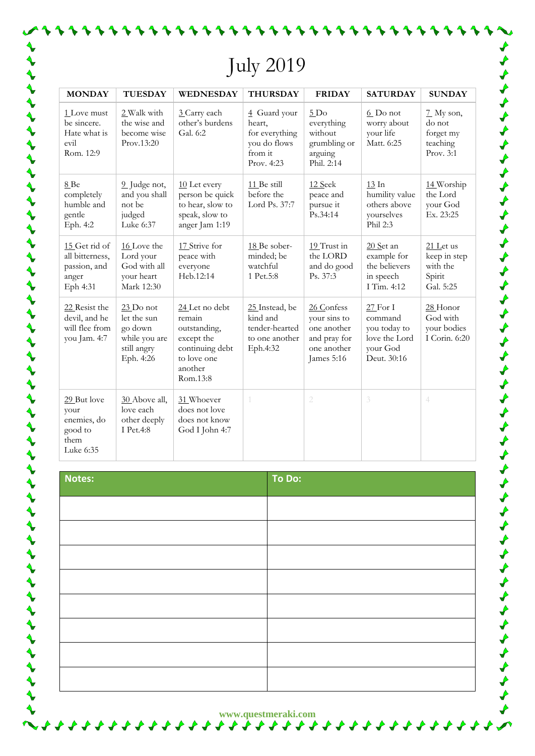# July 2019

| MONDAY | TUESDAY | WEDNESDAY | THURSDAY | FRIDAY | SATURDAY | SUNDAY |
|---|---|---|---|---|---|---|
| 1 Love must be sincere. Hate what is evil Rom. 12:9 | 2 Walk with the wise and become wise Prov.13:20 | 3 Carry each other's burdens Gal. 6:2 | 4 Guard your heart, for everything you do flows from it Prov. 4:23 | 5 Do everything without grumbling or arguing Phil. 2:14 | 6 Do not worry about your life Matt. 6:25 | 7 My son, do not forget my teaching Prov. 3:1 |
| 8 Be completely humble and gentle Eph. 4:2 | 9 Judge not, and you shall not be judged Luke 6:37 | 10 Let every person be quick to hear, slow to speak, slow to anger Jam 1:19 | 11 Be still before the Lord Ps. 37:7 | 12 Seek peace and pursue it Ps.34:14 | 13 In humility value others above yourselves Phil 2:3 | 14 Worship the Lord your God Ex. 23:25 |
| 15 Get rid of all bitterness, passion, and anger Eph 4:31 | 16 Love the Lord your God with all your heart Mark 12:30 | 17 Strive for peace with everyone Heb.12:14 | 18 Be sober-minded; be watchful 1 Pet.5:8 | 19 Trust in the LORD and do good Ps. 37:3 | 20 Set an example for the believers in speech I Tim. 4:12 | 21 Let us keep in step with the Spirit Gal. 5:25 |
| 22 Resist the devil, and he will flee from you Jam. 4:7 | 23 Do not let the sun go down while you are still angry Eph. 4:26 | 24 Let no debt remain outstanding, except the continuing debt to love one another Rom.13:8 | 25 Instead, be kind and tender-hearted to one another Eph.4:32 | 26 Confess your sins to one another and pray for one another James 5:16 | 27 For I command you today to love the Lord your God Deut. 30:16 | 28 Honor God with your bodies I Corin. 6:20 |
| 29 But love your enemies, do good to them Luke 6:35 | 30 Above all, love each other deeply I Pet.4:8 | 31 Whoever does not love does not know God I John 4:7 | 1 | 2 | 3 | 4 |

| Notes: | To Do: |
|---|---|
| | |
| | |
| | |
| | |
| | |
| | |
| | |
| | |

www.questmeraki.com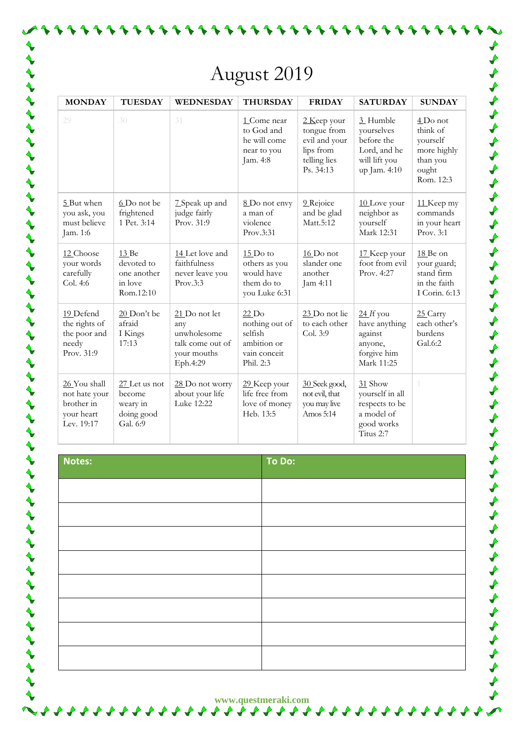# August 2019

| MONDAY | TUESDAY | WEDNESDAY | THURSDAY | FRIDAY | SATURDAY | SUNDAY |
|---|---|---|---|---|---|---|
| 29 | 30 | 31 | 1 Come near to God and he will come near to you Jam. 4:8 | 2 Keep your tongue from evil and your lips from telling lies Ps. 34:13 | 3 Humble yourselves before the Lord, and he will lift you up Jam. 4:10 | 4 Do not think of yourself more highly than you ought Rom. 12:3 |
| 5 But when you ask, you must believe Jam. 1:6 | 6 Do not be frightened 1 Pet. 3:14 | 7 Speak up and judge fairly Prov. 31:9 | 8 Do not envy a man of violence Prov.3:31 | 9 Rejoice and be glad Matt.5:12 | 10 Love your neighbor as yourself Mark 12:31 | 11 Keep my commands in your heart Prov. 3:1 |
| 12 Choose your words carefully Col. 4:6 | 13 Be devoted to one another in love Rom.12:10 | 14 Let love and faithfulness never leave you Prov.3:3 | 15 Do to others as you would have them do to you Luke 6:31 | 16 Do not slander one another Jam 4:11 | 17 Keep your foot from evil Prov. 4:27 | 18 Be on your guard; stand firm in the faith I Corin. 6:13 |
| 19 Defend the rights of the poor and needy Prov. 31:9 | 20 Don't be afraid I Kings 17:13 | 21 Do not let any unwholesome talk come out of your mouths Eph.4:29 | 22 Do nothing out of selfish ambition or vain conceit Phil. 2:3 | 23 Do not lie to each other Col. 3:9 | 24 *If* you have anything against anyone, forgive him Mark 11:25 | 25 Carry each other's burdens Gal.6:2 |
| 26 You shall not hate your brother in your heart Lev. 19:17 | 27 Let us not become weary in doing good Gal. 6:9 | 28 Do not worry about your life Luke 12:22 | 29 Keep your life free from love of money Heb. 13:5 | 30 Seek good, not evil, that you may live Amos 5:14 | 31 Show yourself in all respects to be a model of good works Titus 2:7 | 1 |

| Notes: | To Do: |
|---|---|
| | |
| | |
| | |
| | |
| | |
| | |
| | |
| | |

www.questmeraki.com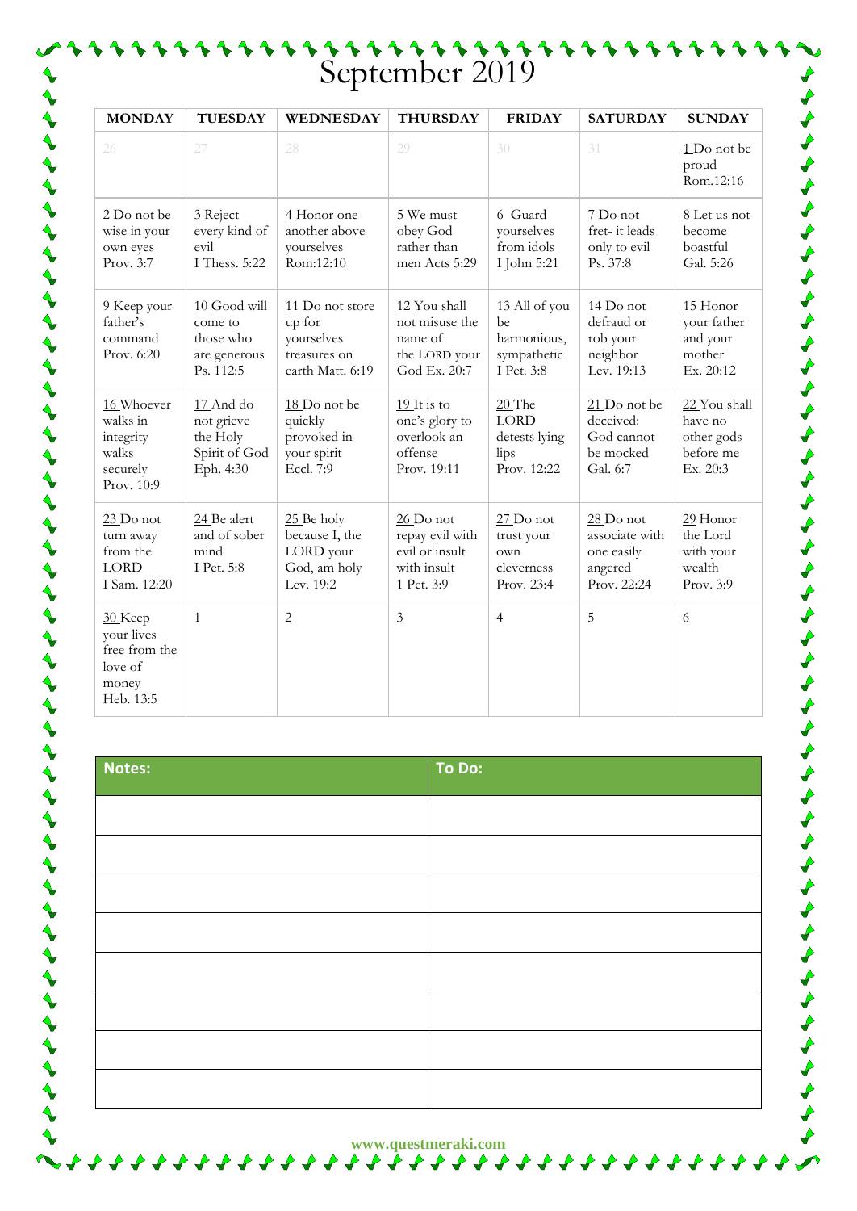# September 2019

| MONDAY | TUESDAY | WEDNESDAY | THURSDAY | FRIDAY | SATURDAY | SUNDAY |
|---|---|---|---|---|---|---|
| 26 | 27 | 28 | 29 | 30 | 31 | 1 Do not be proud Rom.12:16 |
| 2 Do not be wise in your own eyes Prov. 3:7 | 3 Reject every kind of evil I Thess. 5:22 | 4 Honor one another above yourselves Rom:12:10 | 5 We must obey God rather than men Acts 5:29 | 6 Guard yourselves from idols I John 5:21 | 7 Do not fret- it leads only to evil Ps. 37:8 | 8 Let us not become boastful Gal. 5:26 |
| 9 Keep your father's command Prov. 6:20 | 10 Good will come to those who are generous Ps. 112:5 | 11 Do not store up for yourselves treasures on earth Matt. 6:19 | 12 You shall not misuse the name of the LORD your God Ex. 20:7 | 13 All of you be harmonious, sympathetic I Pet. 3:8 | 14 Do not defraud or rob your neighbor Lev. 19:13 | 15 Honor your father and your mother Ex. 20:12 |
| 16 Whoever walks in integrity walks securely Prov. 10:9 | 17 And do not grieve the Holy Spirit of God Eph. 4:30 | 18 Do not be quickly provoked in your spirit Eccl. 7:9 | 19 It is to one's glory to overlook an offense Prov. 19:11 | 20 The LORD detests lying lips Prov. 12:22 | 21 Do not be deceived: God cannot be mocked Gal. 6:7 | 22 You shall have no other gods before me Ex. 20:3 |
| 23 Do not turn away from the LORD I Sam. 12:20 | 24 Be alert and of sober mind I Pet. 5:8 | 25 Be holy because I, the LORD your God, am holy Lev. 19:2 | 26 Do not repay evil with evil or insult with insult 1 Pet. 3:9 | 27 Do not trust your own cleverness Prov. 23:4 | 28 Do not associate with one easily angered Prov. 22:24 | 29 Honor the Lord with your wealth Prov. 3:9 |
| 30 Keep your lives free from the love of money Heb. 13:5 | 1 | 2 | 3 | 4 | 5 | 6 |

| Notes: | To Do: |
|---|---|
| | |
| | |
| | |
| | |
| | |
| | |
| | |
| | |

www.questmeraki.com